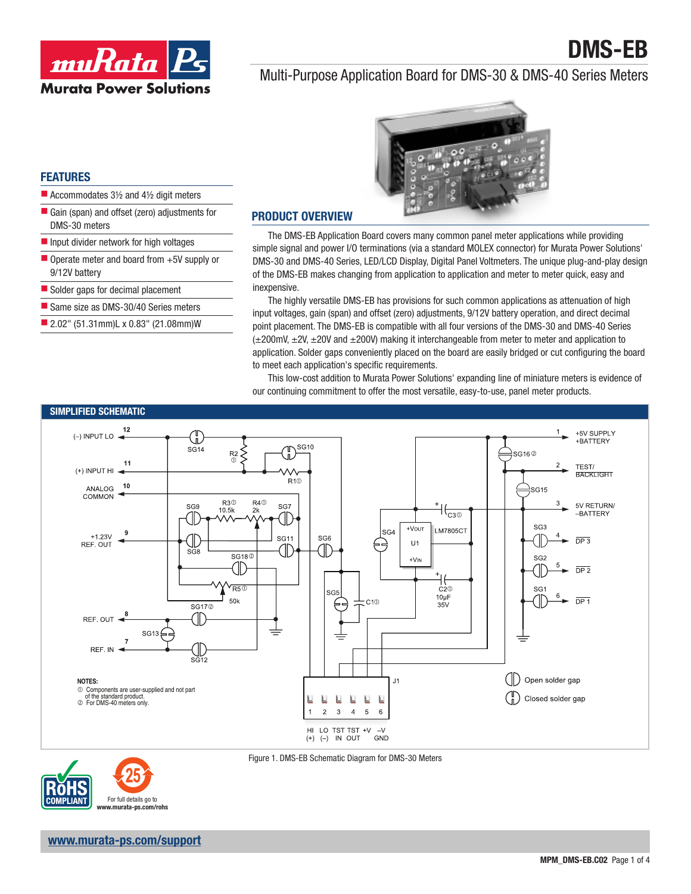# DMS-EB

## Multi-Purpose Application Board for DMS-30 & DMS-40 Series Meters

## FEATURES

- Accommodates 3½ and 4½ digit meters
- Gain (span) and offset (zero) adjustments for DMS-30 meters
- Input divider network for high voltages
- Operate meter and board from +5V supply or 9/12V battery
- Solder gaps for decimal placement
- Same size as DMS-30/40 Series meters
- 2.02" (51.31mm)L x 0.83" (21.08mm)W

## PRODUCT OVERVIEW

The DMS-EB Application Board covers many common panel meter applications while providing simple signal and power I/O terminations (via a standard MOLEX connector) for Murata Power Solutions' DMS-30 and DMS-40 Series, LED/LCD Display, Digital Panel Voltmeters. The unique plug-and-play design of the DMS-EB makes changing from application to application and meter to meter quick, easy and inexpensive.

The highly versatile DMS-EB has provisions for such common applications as attenuation of high input voltages, gain (span) and offset (zero) adjustments, 9/12V battery operation, and direct decimal point placement. The DMS-EB is compatible with all four versions of the DMS-30 and DMS-40 Series (±200mV, ±2V, ±20V and ±200V) making it interchangeable from meter to meter and application to application. Solder gaps conveniently placed on the board are easily bridged or cut configuring the board to meet each application's specific requirements.

This low-cost addition to Murata Power Solutions' expanding line of miniature meters is evidence of our continuing commitment to offer the most versatile, easy-to-use, panel meter products.

## SIMPLIFIED SCHEMATIC

NOTES:
① Components are user-supplied and not part of the standard product.
② For DMS-40 meters only.

Figure 1. DMS-EB Schematic Diagram for DMS-30 Meters

For full details go to www.murata-ps.com/rohs

www.murata-ps.com/support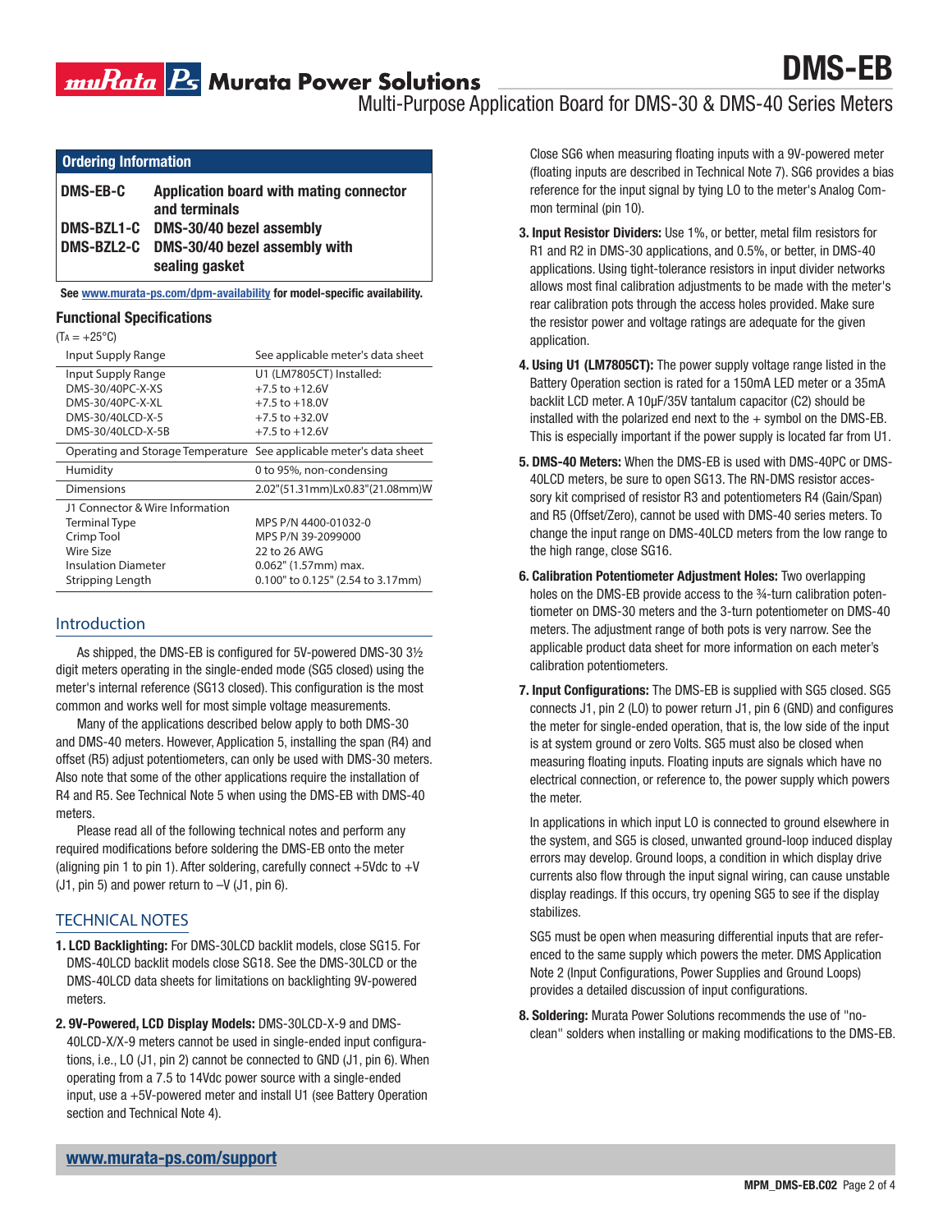## Ordering Information

| | |
|---|---|
| **DMS-EB-C** | **Application board with mating connector and terminals** |
| **DMS-BZL1-C** | **DMS-30/40 bezel assembly** |
| **DMS-BZL2-C** | **DMS-30/40 bezel assembly with sealing gasket** |

**See www.murata-ps.com/dpm-availability for model-specific availability.**

### Functional Specifications

($T_A$ = +25°C)

| | |
|---|---|
| Input Supply Range | See applicable meter's data sheet |
| Input Supply Range<br>DMS-30/40PC-X-XS<br>DMS-30/40PC-X-XL<br>DMS-30/40LCD-X-5<br>DMS-30/40LCD-X-5B | U1 (LM7805CT) Installed:<br>+7.5 to +12.6V<br>+7.5 to +18.0V<br>+7.5 to +32.0V<br>+7.5 to +12.6V |
| Operating and Storage Temperature | See applicable meter's data sheet |
| Humidity | 0 to 95%, non-condensing |
| Dimensions | 2.02"(51.31mm)Lx0.83"(21.08mm)W |
| J1 Connector & Wire Information<br>Terminal Type<br>Crimp Tool<br>Wire Size<br>Insulation Diameter<br>Stripping Length | <br>MPS P/N 4400-01032-0<br>MPS P/N 39-2099000<br>22 to 26 AWG<br>0.062" (1.57mm) max.<br>0.100" to 0.125" (2.54 to 3.17mm) |

## Introduction

As shipped, the DMS-EB is configured for 5V-powered DMS-30 3½ digit meters operating in the single-ended mode (SG5 closed) using the meter's internal reference (SG13 closed). This configuration is the most common and works well for most simple voltage measurements.

Many of the applications described below apply to both DMS-30 and DMS-40 meters. However, Application 5, installing the span (R4) and offset (R5) adjust potentiometers, can only be used with DMS-30 meters. Also note that some of the other applications require the installation of R4 and R5. See Technical Note 5 when using the DMS-EB with DMS-40 meters.

Please read all of the following technical notes and perform any required modifications before soldering the DMS-EB onto the meter (aligning pin 1 to pin 1). After soldering, carefully connect +5Vdc to +V (J1, pin 5) and power return to –V (J1, pin 6).

## TECHNICAL NOTES

1. **LCD Backlighting:** For DMS-30LCD backlit models, close SG15. For DMS-40LCD backlit models close SG18. See the DMS-30LCD or the DMS-40LCD data sheets for limitations on backlighting 9V-powered meters.

2. **9V-Powered, LCD Display Models:** DMS-30LCD-X-9 and DMS-40LCD-X/X-9 meters cannot be used in single-ended input configurations, i.e., LO (J1, pin 2) cannot be connected to GND (J1, pin 6). When operating from a 7.5 to 14Vdc power source with a single-ended input, use a +5V-powered meter and install U1 (see Battery Operation section and Technical Note 4).

   Close SG6 when measuring floating inputs with a 9V-powered meter (floating inputs are described in Technical Note 7). SG6 provides a bias reference for the input signal by tying LO to the meter's Analog Common terminal (pin 10).

3. **Input Resistor Dividers:** Use 1%, or better, metal film resistors for R1 and R2 in DMS-30 applications, and 0.5%, or better, in DMS-40 applications. Using tight-tolerance resistors in input divider networks allows most final calibration adjustments to be made with the meter's rear calibration pots through the access holes provided. Make sure the resistor power and voltage ratings are adequate for the given application.

4. **Using U1 (LM7805CT):** The power supply voltage range listed in the Battery Operation section is rated for a 150mA LED meter or a 35mA backlit LCD meter. A 10µF/35V tantalum capacitor (C2) should be installed with the polarized end next to the + symbol on the DMS-EB. This is especially important if the power supply is located far from U1.

5. **DMS-40 Meters:** When the DMS-EB is used with DMS-40PC or DMS-40LCD meters, be sure to open SG13. The RN-DMS resistor accessory kit comprised of resistor R3 and potentiometers R4 (Gain/Span) and R5 (Offset/Zero), cannot be used with DMS-40 series meters. To change the input range on DMS-40LCD meters from the low range to the high range, close SG16.

6. **Calibration Potentiometer Adjustment Holes:** Two overlapping holes on the DMS-EB provide access to the ¾-turn calibration potentiometer on DMS-30 meters and the 3-turn potentiometer on DMS-40 meters. The adjustment range of both pots is very narrow. See the applicable product data sheet for more information on each meter's calibration potentiometers.

7. **Input Configurations:** The DMS-EB is supplied with SG5 closed. SG5 connects J1, pin 2 (LO) to power return J1, pin 6 (GND) and configures the meter for single-ended operation, that is, the low side of the input is at system ground or zero Volts. SG5 must also be closed when measuring floating inputs. Floating inputs are signals which have no electrical connection, or reference to, the power supply which powers the meter.

   In applications in which input LO is connected to ground elsewhere in the system, and SG5 is closed, unwanted ground-loop induced display errors may develop. Ground loops, a condition in which display drive currents also flow through the input signal wiring, can cause unstable display readings. If this occurs, try opening SG5 to see if the display stabilizes.

   SG5 must be open when measuring differential inputs that are referenced to the same supply which powers the meter. DMS Application Note 2 (Input Configurations, Power Supplies and Ground Loops) provides a detailed discussion of input configurations.

8. **Soldering:** Murata Power Solutions recommends the use of "no-clean" solders when installing or making modifications to the DMS-EB.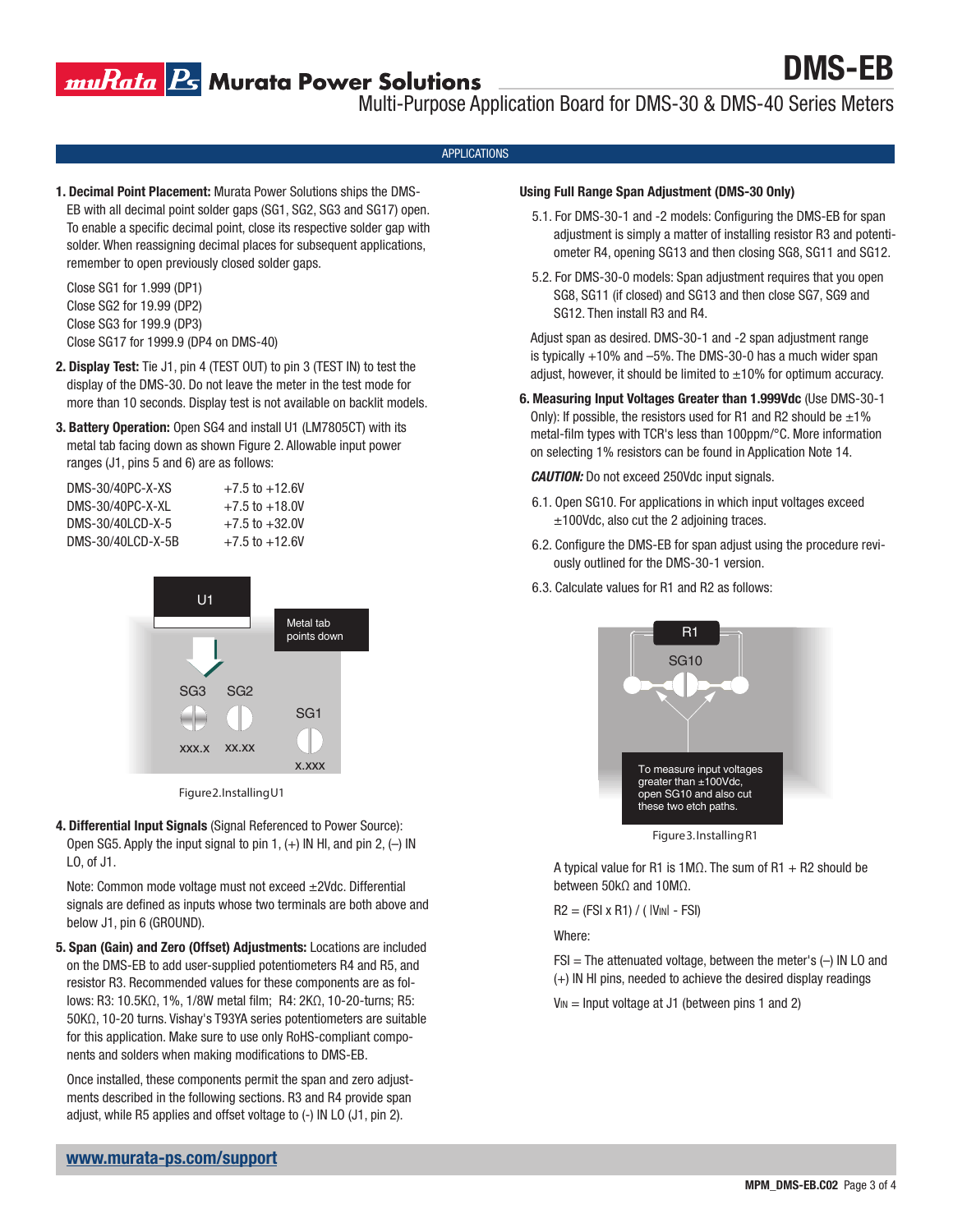## APPLICATIONS

1. **Decimal Point Placement:** Murata Power Solutions ships the DMS-EB with all decimal point solder gaps (SG1, SG2, SG3 and SG17) open. To enable a specific decimal point, close its respective solder gap with solder. When reassigning decimal places for subsequent applications, remember to open previously closed solder gaps.

   Close SG1 for 1.999 (DP1)
   Close SG2 for 19.99 (DP2)
   Close SG3 for 199.9 (DP3)
   Close SG17 for 1999.9 (DP4 on DMS-40)

2. **Display Test:** Tie J1, pin 4 (TEST OUT) to pin 3 (TEST IN) to test the display of the DMS-30. Do not leave the meter in the test mode for more than 10 seconds. Display test is not available on backlit models.

3. **Battery Operation:** Open SG4 and install U1 (LM7805CT) with its metal tab facing down as shown Figure 2. Allowable input power ranges (J1, pins 5 and 6) are as follows:

| | |
|---|---|
| DMS-30/40PC-X-XS | +7.5 to +12.6V |
| DMS-30/40PC-X-XL | +7.5 to +18.0V |
| DMS-30/40LCD-X-5 | +7.5 to +32.0V |
| DMS-30/40LCD-X-5B | +7.5 to +12.6V |

U1 — Metal tab points down — SG3 (xxx.x), SG2 (xx.xx), SG1 (x.xxx)

Figure 2. Installing U1

4. **Differential Input Signals** (Signal Referenced to Power Source): Open SG5. Apply the input signal to pin 1, (+) IN HI, and pin 2, (–) IN LO, of J1.

   Note: Common mode voltage must not exceed ±2Vdc. Differential signals are defined as inputs whose two terminals are both above and below J1, pin 6 (GROUND).

5. **Span (Gain) and Zero (Offset) Adjustments:** Locations are included on the DMS-EB to add user-supplied potentiometers R4 and R5, and resistor R3. Recommended values for these components are as follows: R3: 10.5KΩ, 1%, 1/8W metal film; R4: 2KΩ, 10-20-turns; R5: 50KΩ, 10-20 turns. Vishay's T93YA series potentiometers are suitable for this application. Make sure to use only RoHS-compliant components and solders when making modifications to DMS-EB.

   Once installed, these components permit the span and zero adjustments described in the following sections. R3 and R4 provide span adjust, while R5 applies and offset voltage to (-) IN LO (J1, pin 2).

**Using Full Range Span Adjustment (DMS-30 Only)**

5.1. For DMS-30-1 and -2 models: Configuring the DMS-EB for span adjustment is simply a matter of installing resistor R3 and potentiometer R4, opening SG13 and then closing SG8, SG11 and SG12.

5.2. For DMS-30-0 models: Span adjustment requires that you open SG8, SG11 (if closed) and SG13 and then close SG7, SG9 and SG12. Then install R3 and R4.

Adjust span as desired. DMS-30-1 and -2 span adjustment range is typically +10% and –5%. The DMS-30-0 has a much wider span adjust, however, it should be limited to ±10% for optimum accuracy.

6. **Measuring Input Voltages Greater than 1.999Vdc** (Use DMS-30-1 Only): If possible, the resistors used for R1 and R2 should be ±1% metal-film types with TCR's less than 100ppm/°C. More information on selecting 1% resistors can be found in Application Note 14.

   ***CAUTION:*** Do not exceed 250Vdc input signals.

6.1. Open SG10. For applications in which input voltages exceed ±100Vdc, also cut the 2 adjoining traces.

6.2. Configure the DMS-EB for span adjust using the procedure previously outlined for the DMS-30-1 version.

6.3. Calculate values for R1 and R2 as follows:

R1 — SG10 — To measure input voltages greater than ±100Vdc, open SG10 and also cut these two etch paths.

Figure 3. Installing R1

A typical value for R1 is 1MΩ. The sum of R1 + R2 should be between 50kΩ and 10MΩ.

$R2 = (FSI \times R1) / ( |V_{IN}| - FSI)$

Where:

FSI = The attenuated voltage, between the meter's (–) IN LO and (+) IN HI pins, needed to achieve the desired display readings

$V_{IN}$ = Input voltage at J1 (between pins 1 and 2)

www.murata-ps.com/support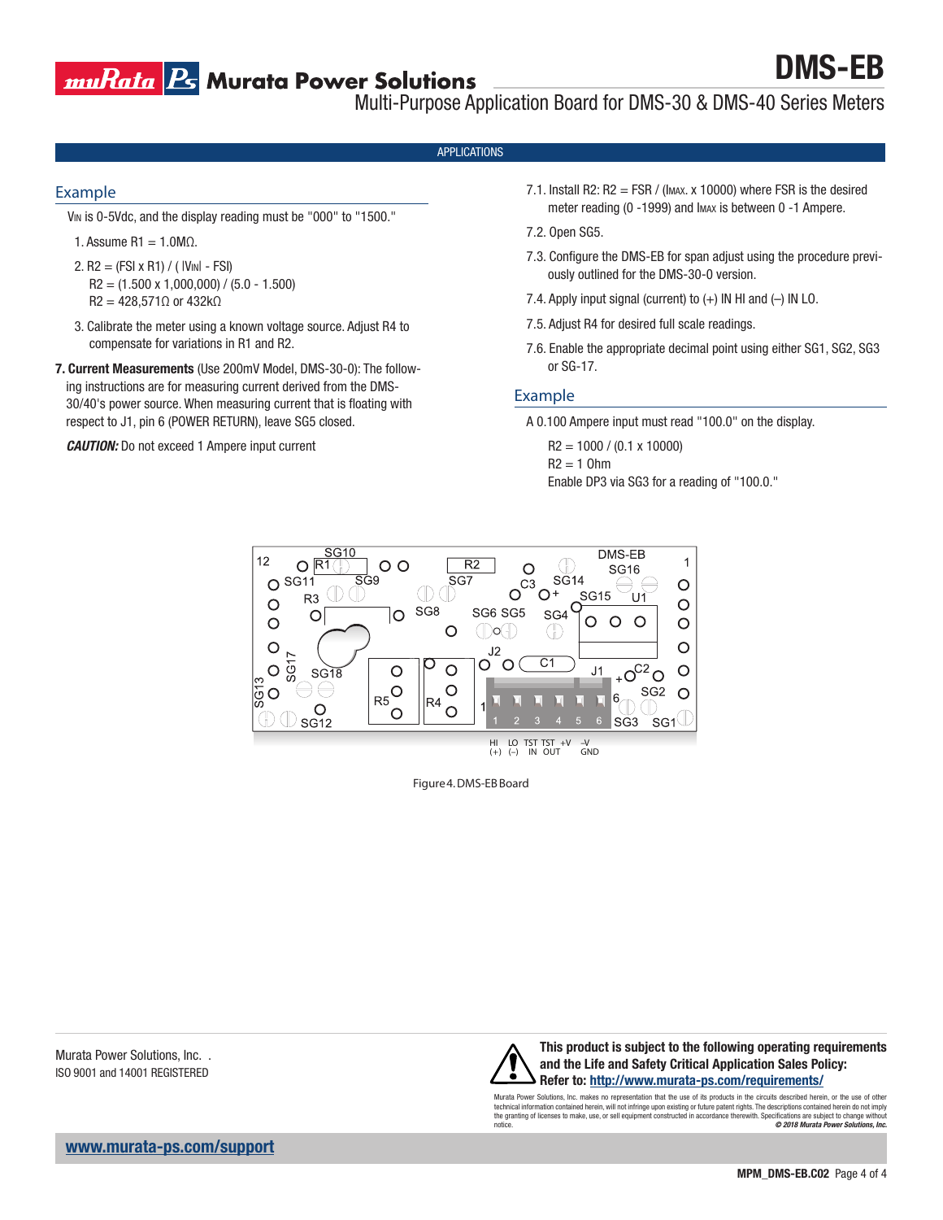## APPLICATIONS

### Example

$V_{IN}$ is 0-5Vdc, and the display reading must be "000" to "1500."

1. Assume R1 = 1.0MΩ.
2. R2 = (FSI x R1) / ( |$V_{IN}$| - FSI)
   R2 = (1.500 x 1,000,000) / (5.0 - 1.500)
   R2 = 428,571Ω or 432kΩ
3. Calibrate the meter using a known voltage source. Adjust R4 to compensate for variations in R1 and R2.

**7. Current Measurements** (Use 200mV Model, DMS-30-0): The following instructions are for measuring current derived from the DMS-30/40's power source. When measuring current that is floating with respect to J1, pin 6 (POWER RETURN), leave SG5 closed.

***CAUTION:*** Do not exceed 1 Ampere input current

7.1. Install R2: R2 = FSR / ($I_{MAX}$ x 10000) where FSR is the desired meter reading (0 -1999) and $I_{MAX}$ is between 0 -1 Ampere.

7.2. Open SG5.

7.3. Configure the DMS-EB for span adjust using the procedure previously outlined for the DMS-30-0 version.

7.4. Apply input signal (current) to (+) IN HI and (–) IN LO.

7.5. Adjust R4 for desired full scale readings.

7.6. Enable the appropriate decimal point using either SG1, SG2, SG3 or SG-17.

### Example

A 0.100 Ampere input must read "100.0" on the display.

R2 = 1000 / (0.1 x 10000)
R2 = 1 Ohm
Enable DP3 via SG3 for a reading of "100.0."

12
SG10
R1
R2
DMS-EB
1
SG11
SG9
SG7
C3
SG14
SG16
R3
SG15
U1
SG8
SG6 SG5
SG4
SG17
J2
SG18
C1
SG13
J1
C2
R5
R4
1
6
SG2
SG12
1 2 3 4 5 6
SG3
SG1
HI (+)
LO (–)
TST IN
TST OUT
+V
–V GND

Figure 4. DMS-EB Board